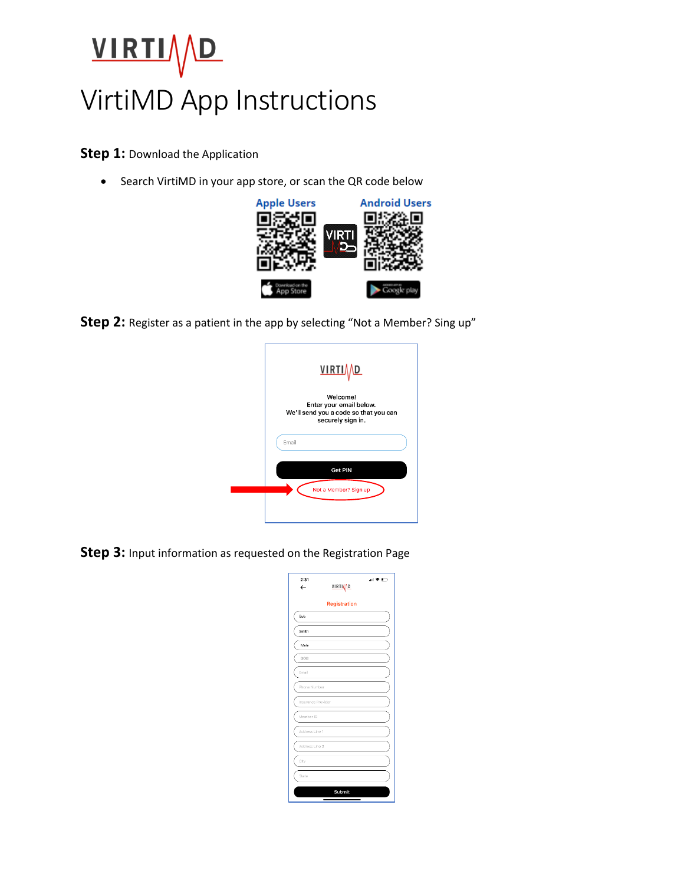# VirtiMD App Instructions

**Step 1:** Download the Application

- Search VirtiMD in your app store, or scan the QR code below

Apple Users　　Android Users

**Step 2:** Register as a patient in the app by selecting "Not a Member? Sing up"

**Step 3:** Input information as requested on the Registration Page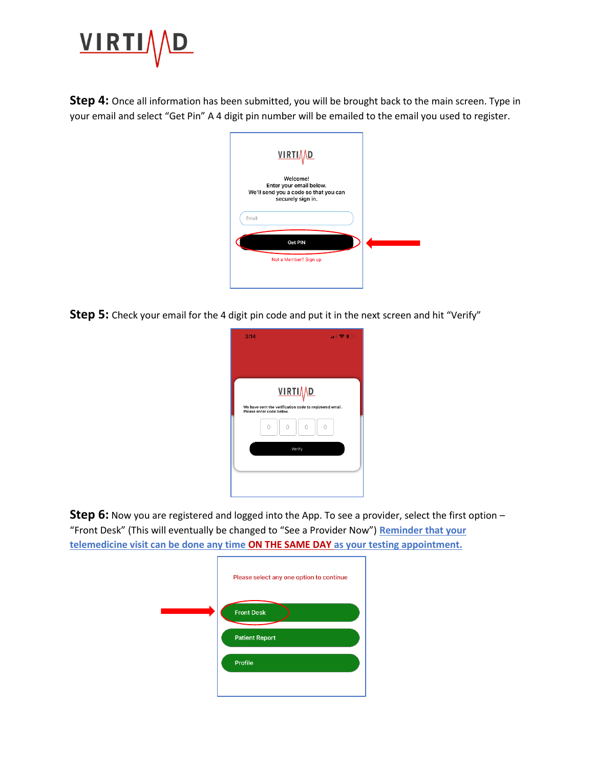**Step 4:** Once all information has been submitted, you will be brought back to the main screen. Type in your email and select "Get Pin" A 4 digit pin number will be emailed to the email you used to register.

**Step 5:** Check your email for the 4 digit pin code and put it in the next screen and hit "Verify"

**Step 6:** Now you are registered and logged into the App. To see a provider, select the first option – "Front Desk" (This will eventually be changed to "See a Provider Now") **Reminder that your telemedicine visit can be done any time ON THE SAME DAY as your testing appointment.**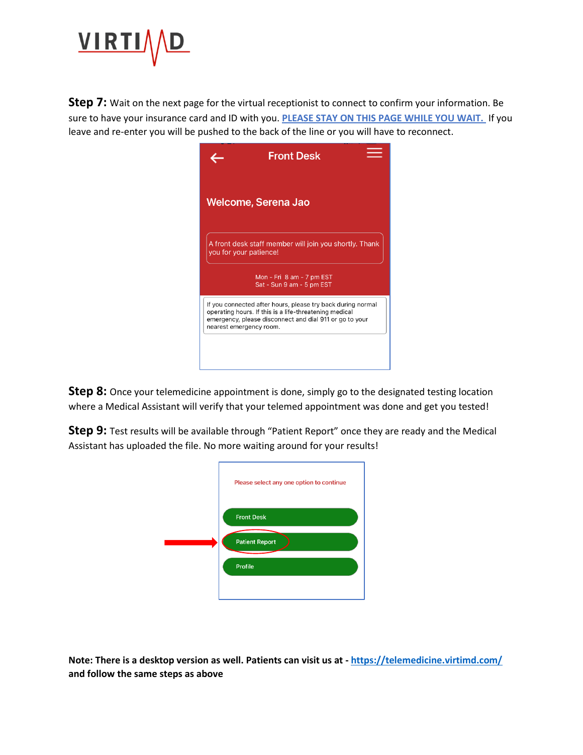**Step 7:** Wait on the next page for the virtual receptionist to connect to confirm your information. Be sure to have your insurance card and ID with you. **PLEASE STAY ON THIS PAGE WHILE YOU WAIT.** If you leave and re-enter you will be pushed to the back of the line or you will have to reconnect.

Front Desk

Welcome, Serena Jao

A front desk staff member will join you shortly. Thank you for your patience!

Mon - Fri 8 am - 7 pm EST
Sat - Sun 9 am - 5 pm EST

If you connected after hours, please try back during normal operating hours. If this is a life-threatening medical emergency, please disconnect and dial 911 or go to your nearest emergency room.

**Step 8:** Once your telemedicine appointment is done, simply go to the designated testing location where a Medical Assistant will verify that your telemed appointment was done and get you tested!

**Step 9:** Test results will be available through "Patient Report" once they are ready and the Medical Assistant has uploaded the file. No more waiting around for your results!

Please select any one option to continue

Front Desk

Patient Report

Profile

**Note: There is a desktop version as well. Patients can visit us at - [https://telemedicine.virtimd.com/](https://telemedicine.virtimd.com/) and follow the same steps as above**